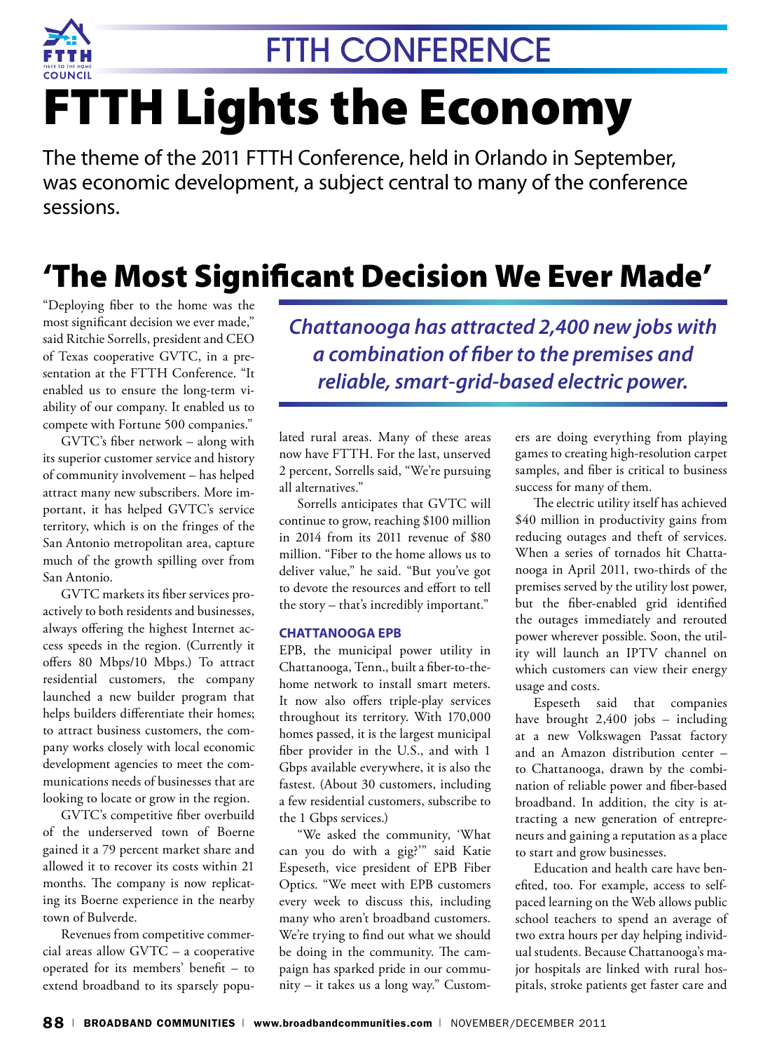# FTTH CONFERENCE

# FTTH Lights the Economy

The theme of the 2011 FTTH Conference, held in Orlando in September, was economic development, a subject central to many of the conference sessions.

## 'The Most Significant Decision We Ever Made'

"Deploying fiber to the home was the most significant decision we ever made," said Ritchie Sorrells, president and CEO of Texas cooperative GVTC, in a presentation at the FTTH Conference. "It enabled us to ensure the long-term viability of our company. It enabled us to compete with Fortune 500 companies."

GVTC's fiber network – along with its superior customer service and history of community involvement – has helped attract many new subscribers. More important, it has helped GVTC's service territory, which is on the fringes of the San Antonio metropolitan area, capture much of the growth spilling over from San Antonio.

GVTC markets its fiber services proactively to both residents and businesses, always offering the highest Internet access speeds in the region. (Currently it offers 80 Mbps/10 Mbps.) To attract residential customers, the company launched a new builder program that helps builders differentiate their homes; to attract business customers, the company works closely with local economic development agencies to meet the communications needs of businesses that are looking to locate or grow in the region.

GVTC's competitive fiber overbuild of the underserved town of Boerne gained it a 79 percent market share and allowed it to recover its costs within 21 months. The company is now replicating its Boerne experience in the nearby town of Bulverde.

Revenues from competitive commercial areas allow GVTC – a cooperative operated for its members' benefit – to extend broadband to its sparsely populated rural areas. Many of these areas now have FTTH. For the last, unserved 2 percent, Sorrells said, "We're pursuing all alternatives."

Sorrells anticipates that GVTC will continue to grow, reaching $100 million in 2014 from its 2011 revenue of $80 million. "Fiber to the home allows us to deliver value," he said. "But you've got to devote the resources and effort to tell the story – that's incredibly important."

*Chattanooga has attracted 2,400 new jobs with a combination of fiber to the premises and reliable, smart-grid-based electric power.*

### CHATTANOOGA EPB

EPB, the municipal power utility in Chattanooga, Tenn., built a fiber-to-the-home network to install smart meters. It now also offers triple-play services throughout its territory. With 170,000 homes passed, it is the largest municipal fiber provider in the U.S., and with 1 Gbps available everywhere, it is also the fastest. (About 30 customers, including a few residential customers, subscribe to the 1 Gbps services.)

"We asked the community, 'What can you do with a gig?'" said Katie Espeseth, vice president of EPB Fiber Optics. "We meet with EPB customers every week to discuss this, including many who aren't broadband customers. We're trying to find out what we should be doing in the community. The campaign has sparked pride in our community – it takes us a long way." Customers are doing everything from playing games to creating high-resolution carpet samples, and fiber is critical to business success for many of them.

The electric utility itself has achieved $40 million in productivity gains from reducing outages and theft of services. When a series of tornados hit Chattanooga in April 2011, two-thirds of the premises served by the utility lost power, but the fiber-enabled grid identified the outages immediately and rerouted power wherever possible. Soon, the utility will launch an IPTV channel on which customers can view their energy usage and costs.

Espeseth said that companies have brought 2,400 jobs – including at a new Volkswagen Passat factory and an Amazon distribution center – to Chattanooga, drawn by the combination of reliable power and fiber-based broadband. In addition, the city is attracting a new generation of entrepreneurs and gaining a reputation as a place to start and grow businesses.

Education and health care have benefited, too. For example, access to self-paced learning on the Web allows public school teachers to spend an average of two extra hours per day helping individual students. Because Chattanooga's major hospitals are linked with rural hospitals, stroke patients get faster care and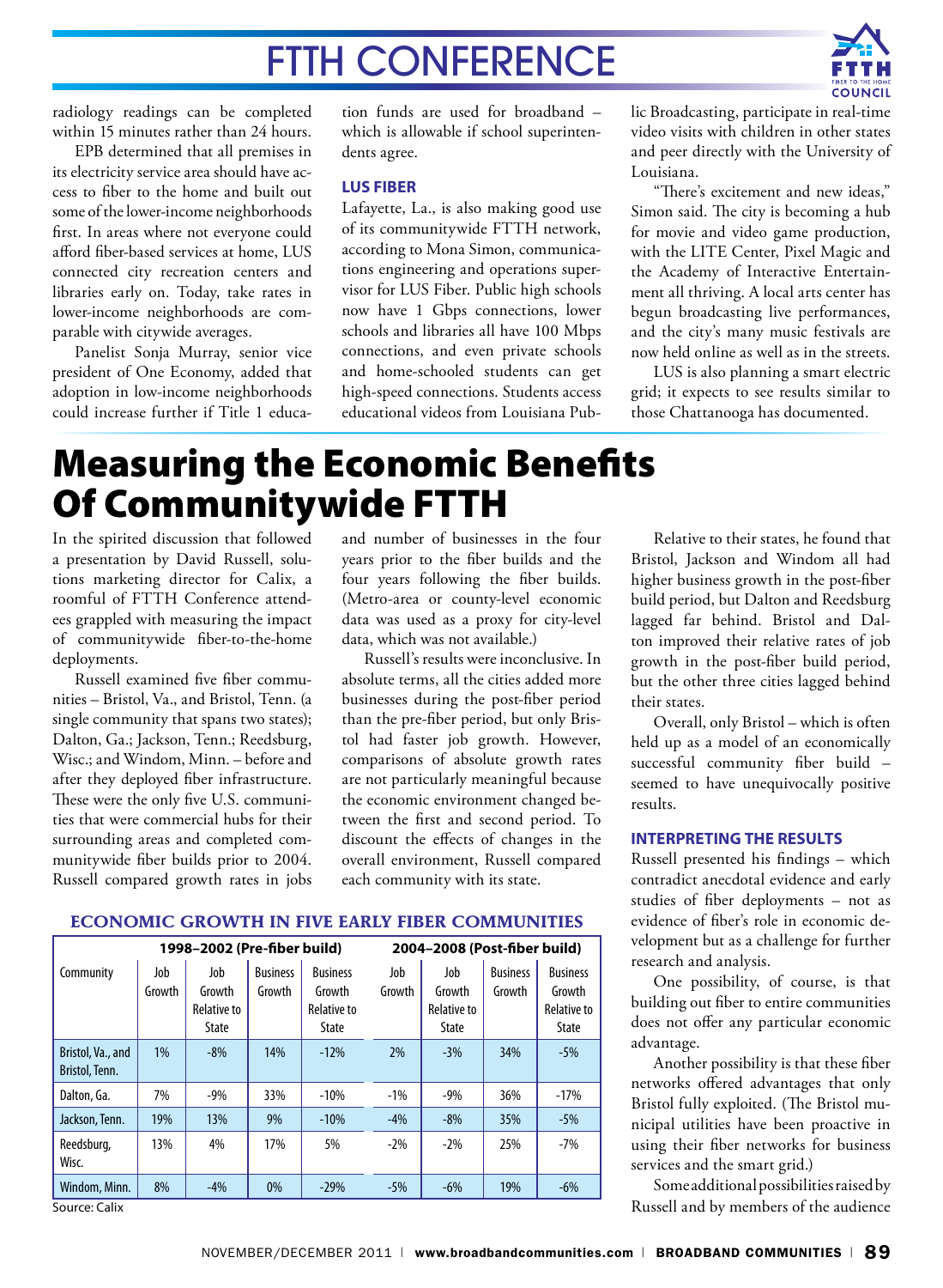radiology readings can be completed within 15 minutes rather than 24 hours.

EPB determined that all premises in its electricity service area should have access to fiber to the home and built out some of the lower-income neighborhoods first. In areas where not everyone could afford fiber-based services at home, LUS connected city recreation centers and libraries early on. Today, take rates in lower-income neighborhoods are comparable with citywide averages.

Panelist Sonja Murray, senior vice president of One Economy, added that adoption in low-income neighborhoods could increase further if Title 1 education funds are used for broadband – which is allowable if school superintendents agree.

### LUS FIBER

Lafayette, La., is also making good use of its communitywide FTTH network, according to Mona Simon, communications engineering and operations supervisor for LUS Fiber. Public high schools now have 1 Gbps connections, lower schools and libraries all have 100 Mbps connections, and even private schools and home-schooled students can get high-speed connections. Students access educational videos from Louisiana Public Broadcasting, participate in real-time video visits with children in other states and peer directly with the University of Louisiana.

"There's excitement and new ideas," Simon said. The city is becoming a hub for movie and video game production, with the LITE Center, Pixel Magic and the Academy of Interactive Entertainment all thriving. A local arts center has begun broadcasting live performances, and the city's many music festivals are now held online as well as in the streets.

LUS is also planning a smart electric grid; it expects to see results similar to those Chattanooga has documented.

# Measuring the Economic Benefits Of Communitywide FTTH

In the spirited discussion that followed a presentation by David Russell, solutions marketing director for Calix, a roomful of FTTH Conference attendees grappled with measuring the impact of communitywide fiber-to-the-home deployments.

Russell examined five fiber communities – Bristol, Va., and Bristol, Tenn. (a single community that spans two states); Dalton, Ga.; Jackson, Tenn.; Reedsburg, Wisc.; and Windom, Minn. – before and after they deployed fiber infrastructure. These were the only five U.S. communities that were commercial hubs for their surrounding areas and completed communitywide fiber builds prior to 2004. Russell compared growth rates in jobs and number of businesses in the four years prior to the fiber builds and the four years following the fiber builds. (Metro-area or county-level economic data was used as a proxy for city-level data, which was not available.)

Russell's results were inconclusive. In absolute terms, all the cities added more businesses during the post-fiber period than the pre-fiber period, but only Bristol had faster job growth. However, comparisons of absolute growth rates are not particularly meaningful because the economic environment changed between the first and second period. To discount the effects of changes in the overall environment, Russell compared each community with its state.

**ECONOMIC GROWTH IN FIVE EARLY FIBER COMMUNITIES**

| | 1998–2002 (Pre-fiber build) | | | | 2004–2008 (Post-fiber build) | | | |
|---|---|---|---|---|---|---|---|---|
| Community | Job Growth | Job Growth Relative to State | Business Growth | Business Growth Relative to State | Job Growth | Job Growth Relative to State | Business Growth | Business Growth Relative to State |
| Bristol, Va., and Bristol, Tenn. | 1% | -8% | 14% | -12% | 2% | -3% | 34% | -5% |
| Dalton, Ga. | 7% | -9% | 33% | -10% | -1% | -9% | 36% | -17% |
| Jackson, Tenn. | 19% | 13% | 9% | -10% | -4% | -8% | 35% | -5% |
| Reedsburg, Wisc. | 13% | 4% | 17% | 5% | -2% | -2% | 25% | -7% |
| Windom, Minn. | 8% | -4% | 0% | -29% | -5% | -6% | 19% | -6% |

Source: Calix

Relative to their states, he found that Bristol, Jackson and Windom all had higher business growth in the post-fiber build period, but Dalton and Reedsburg lagged far behind. Bristol and Dalton improved their relative rates of job growth in the post-fiber build period, but the other three cities lagged behind their states.

Overall, only Bristol – which is often held up as a model of an economically successful community fiber build – seemed to have unequivocally positive results.

### INTERPRETING THE RESULTS

Russell presented his findings – which contradict anecdotal evidence and early studies of fiber deployments – not as evidence of fiber's role in economic development but as a challenge for further research and analysis.

One possibility, of course, is that building out fiber to entire communities does not offer any particular economic advantage.

Another possibility is that these fiber networks offered advantages that only Bristol fully exploited. (The Bristol municipal utilities have been proactive in using their fiber networks for business services and the smart grid.)

Some additional possibilities raised by Russell and by members of the audience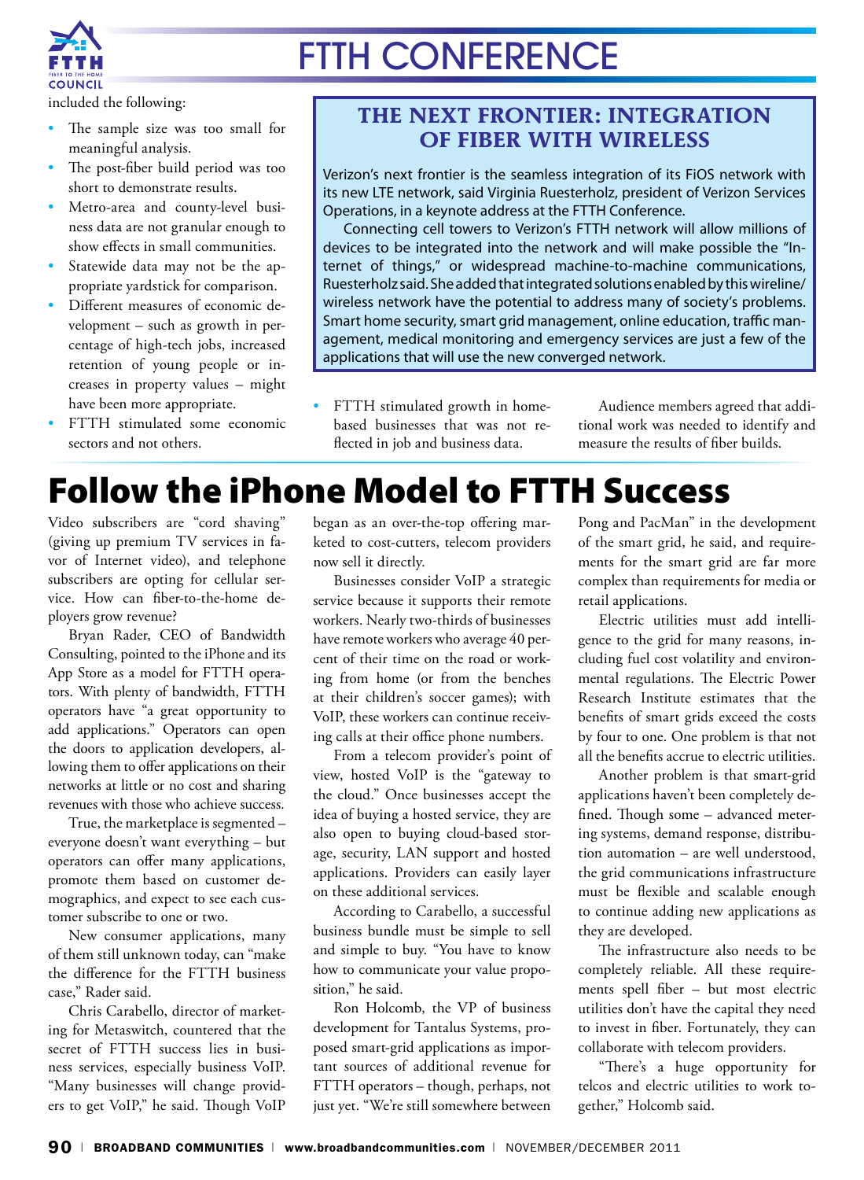included the following:

- The sample size was too small for meaningful analysis.
- The post-fiber build period was too short to demonstrate results.
- Metro-area and county-level business data are not granular enough to show effects in small communities.
- Statewide data may not be the appropriate yardstick for comparison.
- Different measures of economic development – such as growth in percentage of high-tech jobs, increased retention of young people or increases in property values – might have been more appropriate.
- FTTH stimulated some economic sectors and not others.
- FTTH stimulated growth in home-based businesses that was not reflected in job and business data.

Audience members agreed that additional work was needed to identify and measure the results of fiber builds.

### THE NEXT FRONTIER: INTEGRATION OF FIBER WITH WIRELESS

Verizon's next frontier is the seamless integration of its FiOS network with its new LTE network, said Virginia Ruesterholz, president of Verizon Services Operations, in a keynote address at the FTTH Conference.

Connecting cell towers to Verizon's FTTH network will allow millions of devices to be integrated into the network and will make possible the "Internet of things," or widespread machine-to-machine communications, Ruesterholz said. She added that integrated solutions enabled by this wireline/wireless network have the potential to address many of society's problems. Smart home security, smart grid management, online education, traffic management, medical monitoring and emergency services are just a few of the applications that will use the new converged network.

# Follow the iPhone Model to FTTH Success

Video subscribers are "cord shaving" (giving up premium TV services in favor of Internet video), and telephone subscribers are opting for cellular service. How can fiber-to-the-home deployers grow revenue?

Bryan Rader, CEO of Bandwidth Consulting, pointed to the iPhone and its App Store as a model for FTTH operators. With plenty of bandwidth, FTTH operators have "a great opportunity to add applications." Operators can open the doors to application developers, allowing them to offer applications on their networks at little or no cost and sharing revenues with those who achieve success.

True, the marketplace is segmented – everyone doesn't want everything – but operators can offer many applications, promote them based on customer demographics, and expect to see each customer subscribe to one or two.

New consumer applications, many of them still unknown today, can "make the difference for the FTTH business case," Rader said.

Chris Carabello, director of marketing for Metaswitch, countered that the secret of FTTH success lies in business services, especially business VoIP. "Many businesses will change providers to get VoIP," he said. Though VoIP began as an over-the-top offering marketed to cost-cutters, telecom providers now sell it directly.

Businesses consider VoIP a strategic service because it supports their remote workers. Nearly two-thirds of businesses have remote workers who average 40 percent of their time on the road or working from home (or from the benches at their children's soccer games); with VoIP, these workers can continue receiving calls at their office phone numbers.

From a telecom provider's point of view, hosted VoIP is the "gateway to the cloud." Once businesses accept the idea of buying a hosted service, they are also open to buying cloud-based storage, security, LAN support and hosted applications. Providers can easily layer on these additional services.

According to Carabello, a successful business bundle must be simple to sell and simple to buy. "You have to know how to communicate your value proposition," he said.

Ron Holcomb, the VP of business development for Tantalus Systems, proposed smart-grid applications as important sources of additional revenue for FTTH operators – though, perhaps, not just yet. "We're still somewhere between Pong and PacMan" in the development of the smart grid, he said, and requirements for the smart grid are far more complex than requirements for media or retail applications.

Electric utilities must add intelligence to the grid for many reasons, including fuel cost volatility and environmental regulations. The Electric Power Research Institute estimates that the benefits of smart grids exceed the costs by four to one. One problem is that not all the benefits accrue to electric utilities.

Another problem is that smart-grid applications haven't been completely defined. Though some – advanced metering systems, demand response, distribution automation – are well understood, the grid communications infrastructure must be flexible and scalable enough to continue adding new applications as they are developed.

The infrastructure also needs to be completely reliable. All these requirements spell fiber – but most electric utilities don't have the capital they need to invest in fiber. Fortunately, they can collaborate with telecom providers.

"There's a huge opportunity for telcos and electric utilities to work together," Holcomb said.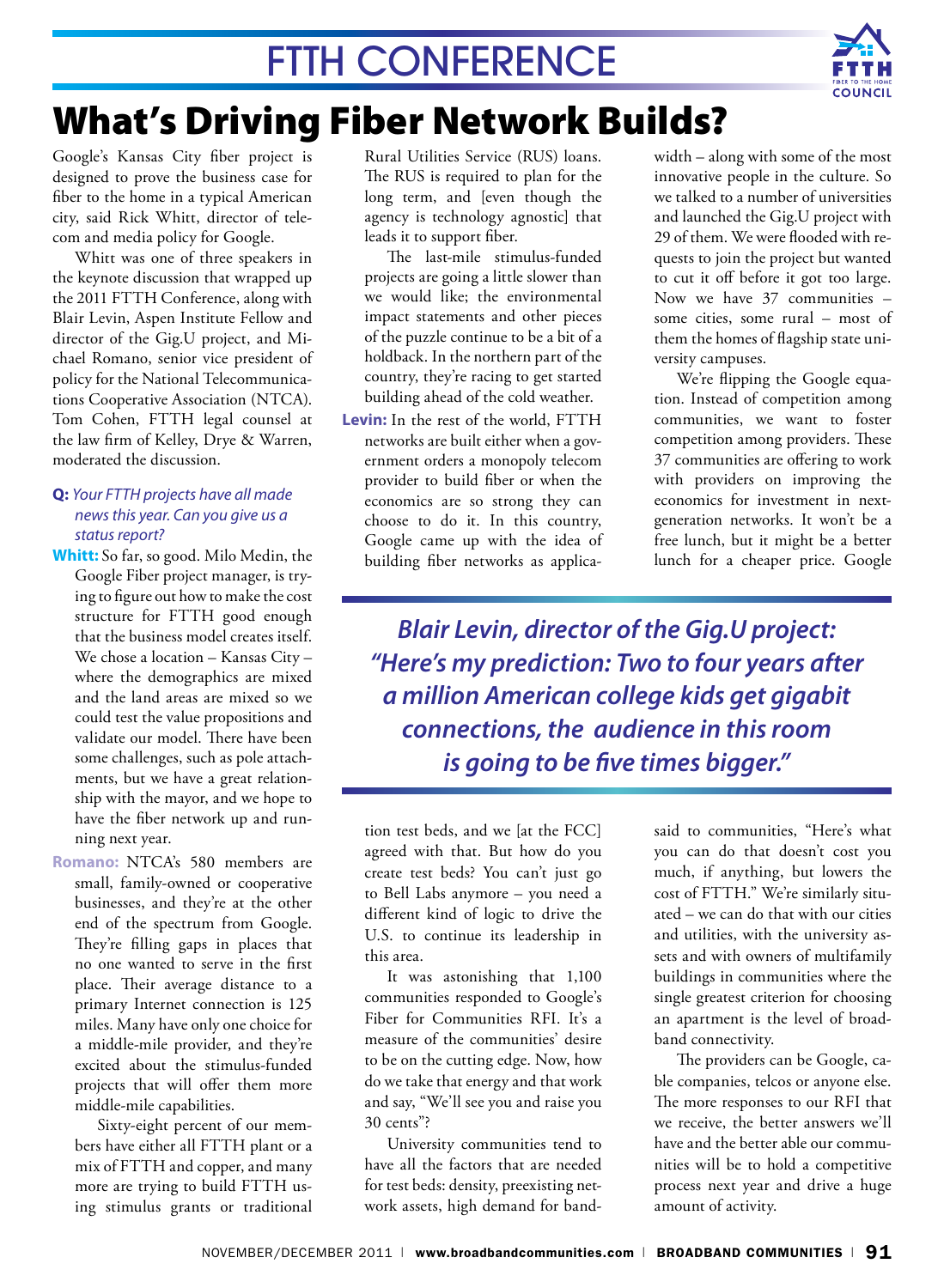# FTTH CONFERENCE

## What's Driving Fiber Network Builds?

Google's Kansas City fiber project is designed to prove the business case for fiber to the home in a typical American city, said Rick Whitt, director of telecom and media policy for Google.

Whitt was one of three speakers in the keynote discussion that wrapped up the 2011 FTTH Conference, along with Blair Levin, Aspen Institute Fellow and director of the Gig.U project, and Michael Romano, senior vice president of policy for the National Telecommunications Cooperative Association (NTCA). Tom Cohen, FTTH legal counsel at the law firm of Kelley, Drye & Warren, moderated the discussion.

**Q:** *Your FTTH projects have all made news this year. Can you give us a status report?*

**Whitt:** So far, so good. Milo Medin, the Google Fiber project manager, is trying to figure out how to make the cost structure for FTTH good enough that the business model creates itself. We chose a location – Kansas City – where the demographics are mixed and the land areas are mixed so we could test the value propositions and validate our model. There have been some challenges, such as pole attachments, but we have a great relationship with the mayor, and we hope to have the fiber network up and running next year.

**Romano:** NTCA's 580 members are small, family-owned or cooperative businesses, and they're at the other end of the spectrum from Google. They're filling gaps in places that no one wanted to serve in the first place. Their average distance to a primary Internet connection is 125 miles. Many have only one choice for a middle-mile provider, and they're excited about the stimulus-funded projects that will offer them more middle-mile capabilities.

Sixty-eight percent of our members have either all FTTH plant or a mix of FTTH and copper, and many more are trying to build FTTH using stimulus grants or traditional Rural Utilities Service (RUS) loans. The RUS is required to plan for the long term, and [even though the agency is technology agnostic] that leads it to support fiber.

The last-mile stimulus-funded projects are going a little slower than we would like; the environmental impact statements and other pieces of the puzzle continue to be a bit of a holdback. In the northern part of the country, they're racing to get started building ahead of the cold weather.

**Levin:** In the rest of the world, FTTH networks are built either when a government orders a monopoly telecom provider to build fiber or when the economics are so strong they can choose to do it. In this country, Google came up with the idea of building fiber networks as application test beds, and we [at the FCC] agreed with that. But how do you create test beds? You can't just go to Bell Labs anymore – you need a different kind of logic to drive the U.S. to continue its leadership in this area.

It was astonishing that 1,100 communities responded to Google's Fiber for Communities RFI. It's a measure of the communities' desire to be on the cutting edge. Now, how do we take that energy and that work and say, "We'll see you and raise you 30 cents"?

University communities tend to have all the factors that are needed for test beds: density, preexisting network assets, high demand for bandwidth – along with some of the most innovative people in the culture. So we talked to a number of universities and launched the Gig.U project with 29 of them. We were flooded with requests to join the project but wanted to cut it off before it got too large. Now we have 37 communities – some cities, some rural – most of them the homes of flagship state university campuses.

We're flipping the Google equation. Instead of competition among communities, we want to foster competition among providers. These 37 communities are offering to work with providers on improving the economics for investment in next-generation networks. It won't be a free lunch, but it might be a better lunch for a cheaper price. Google said to communities, "Here's what you can do that doesn't cost you much, if anything, but lowers the cost of FTTH." We're similarly situated – we can do that with our cities and utilities, with the university assets and with owners of multifamily buildings in communities where the single greatest criterion for choosing an apartment is the level of broadband connectivity.

The providers can be Google, cable companies, telcos or anyone else. The more responses to our RFI that we receive, the better answers we'll have and the better able our communities will be to hold a competitive process next year and drive a huge amount of activity.

> ***Blair Levin, director of the Gig.U project: "Here's my prediction: Two to four years after a million American college kids get gigabit connections, the audience in this room is going to be five times bigger."***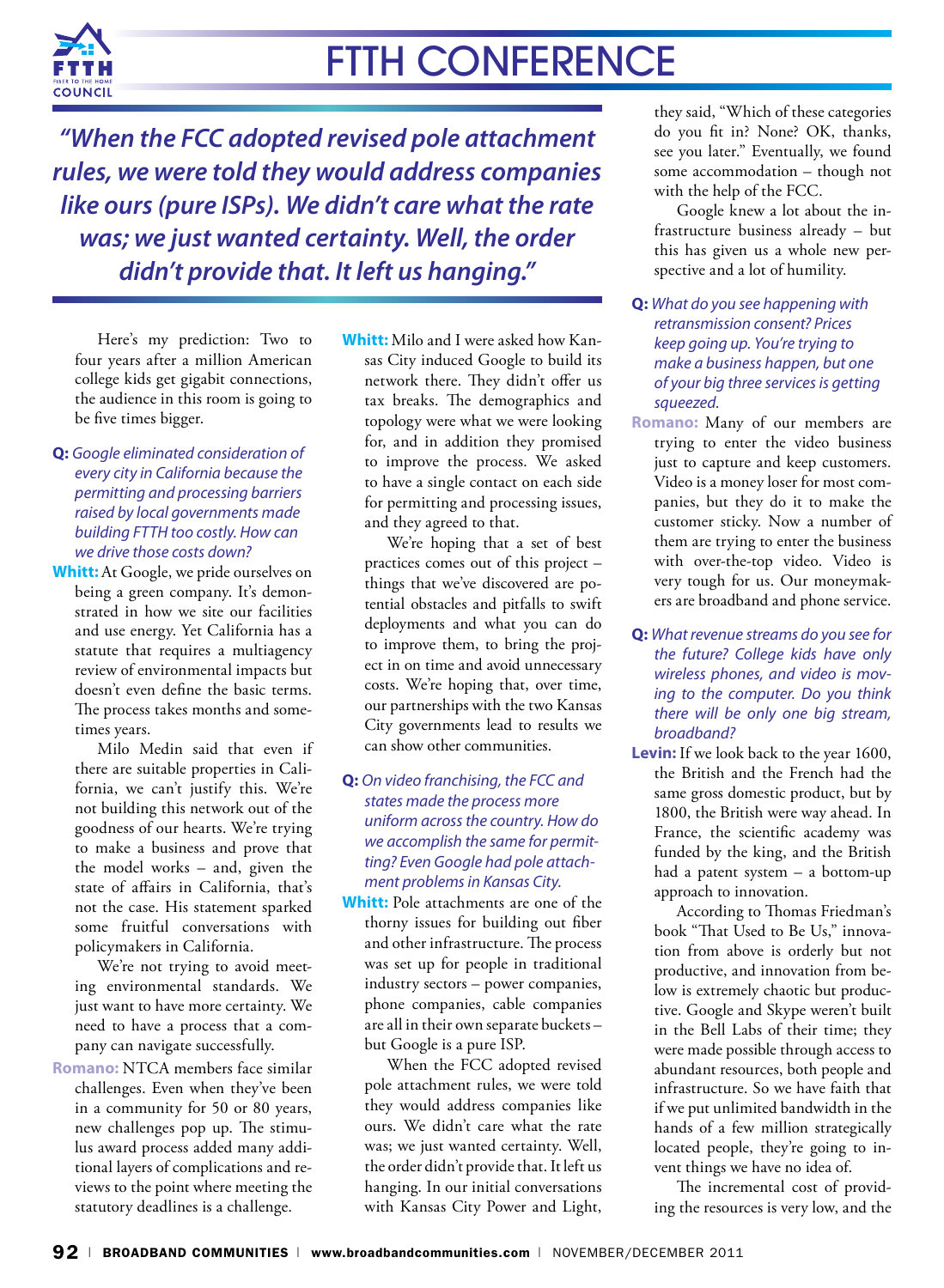> *"When the FCC adopted revised pole attachment rules, we were told they would address companies like ours (pure ISPs). We didn't care what the rate was; we just wanted certainty. Well, the order didn't provide that. It left us hanging."*

Here's my prediction: Two to four years after a million American college kids get gigabit connections, the audience in this room is going to be five times bigger.

**Q:** *Google eliminated consideration of every city in California because the permitting and processing barriers raised by local governments made building FTTH too costly. How can we drive those costs down?*

**Whitt:** At Google, we pride ourselves on being a green company. It's demonstrated in how we site our facilities and use energy. Yet California has a statute that requires a multiagency review of environmental impacts but doesn't even define the basic terms. The process takes months and sometimes years.

Milo Medin said that even if there are suitable properties in California, we can't justify this. We're not building this network out of the goodness of our hearts. We're trying to make a business and prove that the model works – and, given the state of affairs in California, that's not the case. His statement sparked some fruitful conversations with policymakers in California.

We're not trying to avoid meeting environmental standards. We just want to have more certainty. We need to have a process that a company can navigate successfully.

**Romano:** NTCA members face similar challenges. Even when they've been in a community for 50 or 80 years, new challenges pop up. The stimulus award process added many additional layers of complications and reviews to the point where meeting the statutory deadlines is a challenge.

**Whitt:** Milo and I were asked how Kansas City induced Google to build its network there. They didn't offer us tax breaks. The demographics and topology were what we were looking for, and in addition they promised to improve the process. We asked to have a single contact on each side for permitting and processing issues, and they agreed to that.

We're hoping that a set of best practices comes out of this project – things that we've discovered are potential obstacles and pitfalls to swift deployments and what you can do to improve them, to bring the project in on time and avoid unnecessary costs. We're hoping that, over time, our partnerships with the two Kansas City governments lead to results we can show other communities.

**Q:** *On video franchising, the FCC and states made the process more uniform across the country. How do we accomplish the same for permitting? Even Google had pole attachment problems in Kansas City.*

**Whitt:** Pole attachments are one of the thorny issues for building out fiber and other infrastructure. The process was set up for people in traditional industry sectors – power companies, phone companies, cable companies are all in their own separate buckets – but Google is a pure ISP.

When the FCC adopted revised pole attachment rules, we were told they would address companies like ours. We didn't care what the rate was; we just wanted certainty. Well, the order didn't provide that. It left us hanging. In our initial conversations with Kansas City Power and Light, they said, "Which of these categories do you fit in? None? OK, thanks, see you later." Eventually, we found some accommodation – though not with the help of the FCC.

Google knew a lot about the infrastructure business already – but this has given us a whole new perspective and a lot of humility.

**Q:** *What do you see happening with retransmission consent? Prices keep going up. You're trying to make a business happen, but one of your big three services is getting squeezed.*

**Romano:** Many of our members are trying to enter the video business just to capture and keep customers. Video is a money loser for most companies, but they do it to make the customer sticky. Now a number of them are trying to enter the business with over-the-top video. Video is very tough for us. Our moneymakers are broadband and phone service.

**Q:** *What revenue streams do you see for the future? College kids have only wireless phones, and video is moving to the computer. Do you think there will be only one big stream, broadband?*

**Levin:** If we look back to the year 1600, the British and the French had the same gross domestic product, but by 1800, the British were way ahead. In France, the scientific academy was funded by the king, and the British had a patent system – a bottom-up approach to innovation.

According to Thomas Friedman's book "That Used to Be Us," innovation from above is orderly but not productive, and innovation from below is extremely chaotic but productive. Google and Skype weren't built in the Bell Labs of their time; they were made possible through access to abundant resources, both people and infrastructure. So we have faith that if we put unlimited bandwidth in the hands of a few million strategically located people, they're going to invent things we have no idea of.

The incremental cost of providing the resources is very low, and the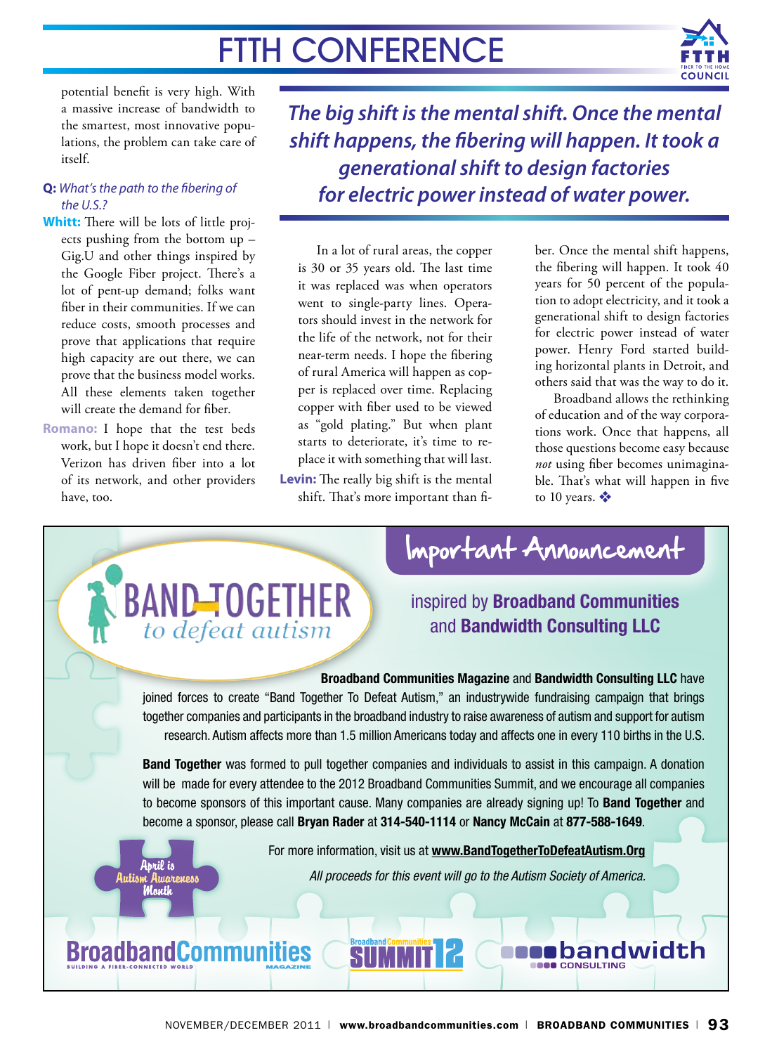potential benefit is very high. With a massive increase of bandwidth to the smartest, most innovative populations, the problem can take care of itself.

**Q:** *What's the path to the fibering of the U.S.?*

**Whitt:** There will be lots of little projects pushing from the bottom up – Gig.U and other things inspired by the Google Fiber project. There's a lot of pent-up demand; folks want fiber in their communities. If we can reduce costs, smooth processes and prove that applications that require high capacity are out there, we can prove that the business model works. All these elements taken together will create the demand for fiber.

**Romano:** I hope that the test beds work, but I hope it doesn't end there. Verizon has driven fiber into a lot of its network, and other providers have, too.

> ***The big shift is the mental shift. Once the mental shift happens, the fibering will happen. It took a generational shift to design factories for electric power instead of water power.***

In a lot of rural areas, the copper is 30 or 35 years old. The last time it was replaced was when operators went to single-party lines. Operators should invest in the network for the life of the network, not for their near-term needs. I hope the fibering of rural America will happen as copper is replaced over time. Replacing copper with fiber used to be viewed as "gold plating." But when plant starts to deteriorate, it's time to replace it with something that will last.

**Levin:** The really big shift is the mental shift. That's more important than fiber. Once the mental shift happens, the fibering will happen. It took 40 years for 50 percent of the population to adopt electricity, and it took a generational shift to design factories for electric power instead of water power. Henry Ford started building horizontal plants in Detroit, and others said that was the way to do it.

Broadband allows the rethinking of education and of the way corporations work. Once that happens, all those questions become easy because *not* using fiber becomes unimaginable. That's what will happen in five to 10 years. ❖

---

## Important Announcement

**BAND TOGETHER** *to defeat autism*

inspired by **Broadband Communities** and **Bandwidth Consulting LLC**

**Broadband Communities Magazine** and **Bandwidth Consulting LLC** have joined forces to create "Band Together To Defeat Autism," an industrywide fundraising campaign that brings together companies and participants in the broadband industry to raise awareness of autism and support for autism research. Autism affects more than 1.5 million Americans today and affects one in every 110 births in the U.S.

**Band Together** was formed to pull together companies and individuals to assist in this campaign. A donation will be made for every attendee to the 2012 Broadband Communities Summit, and we encourage all companies to become sponsors of this important cause. Many companies are already signing up! To **Band Together** and become a sponsor, please call **Bryan Rader** at **314-540-1114** or **Nancy McCain** at **877-588-1649**.

For more information, visit us at **www.BandTogetherToDefeatAutism.Org**

*All proceeds for this event will go to the Autism Society of America.*

April is Autism Awareness Month

BroadbandCommunities MAGAZINE — BUILDING A FIBER-CONNECTED WORLD | Broadband Communities SUMMIT 12 | bandwidth CONSULTING